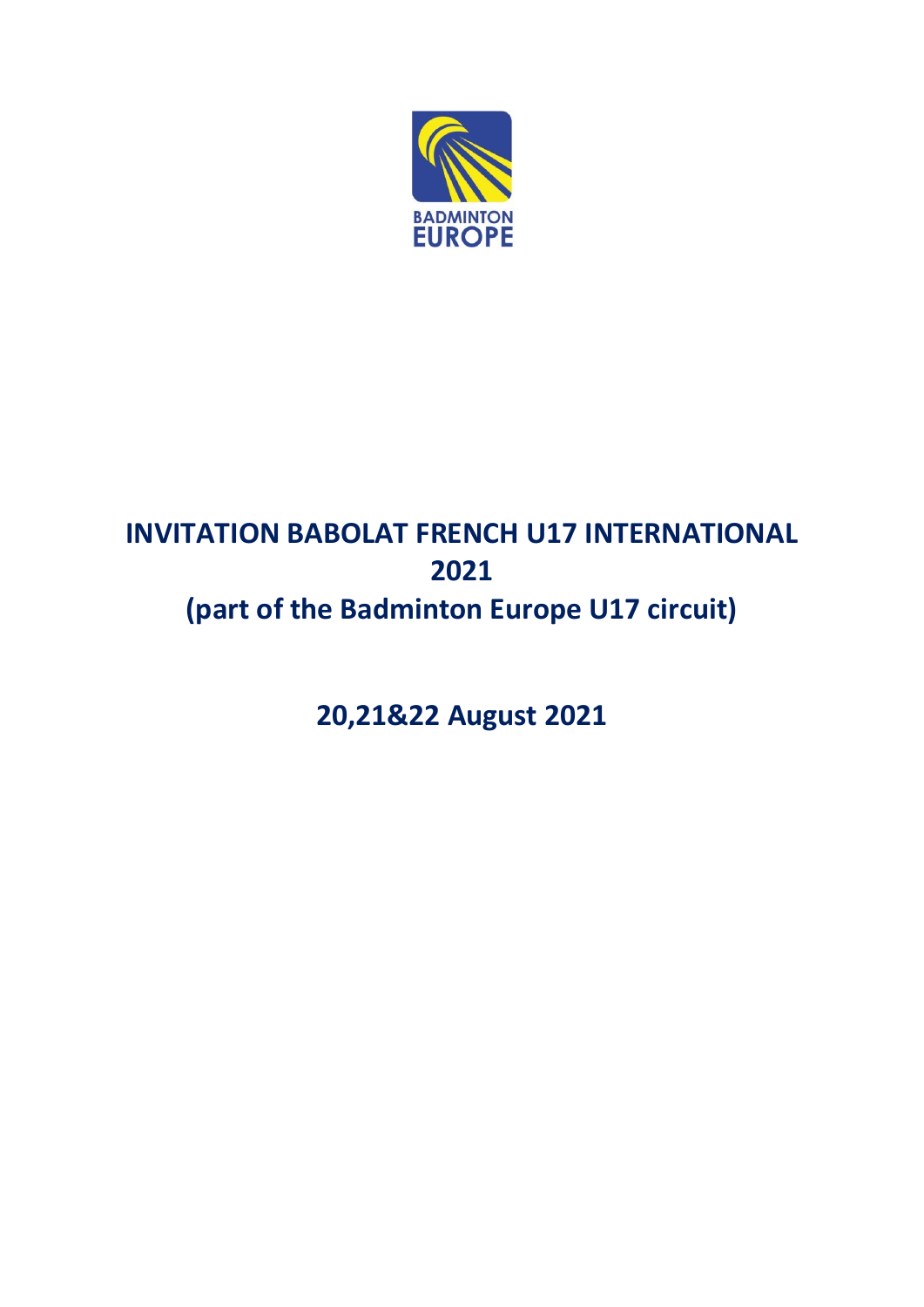BADMINTON EUROPE

# INVITATION BABOLAT FRENCH U17 INTERNATIONAL 2021
# (part of the Badminton Europe U17 circuit)

## 20,21&22 August 2021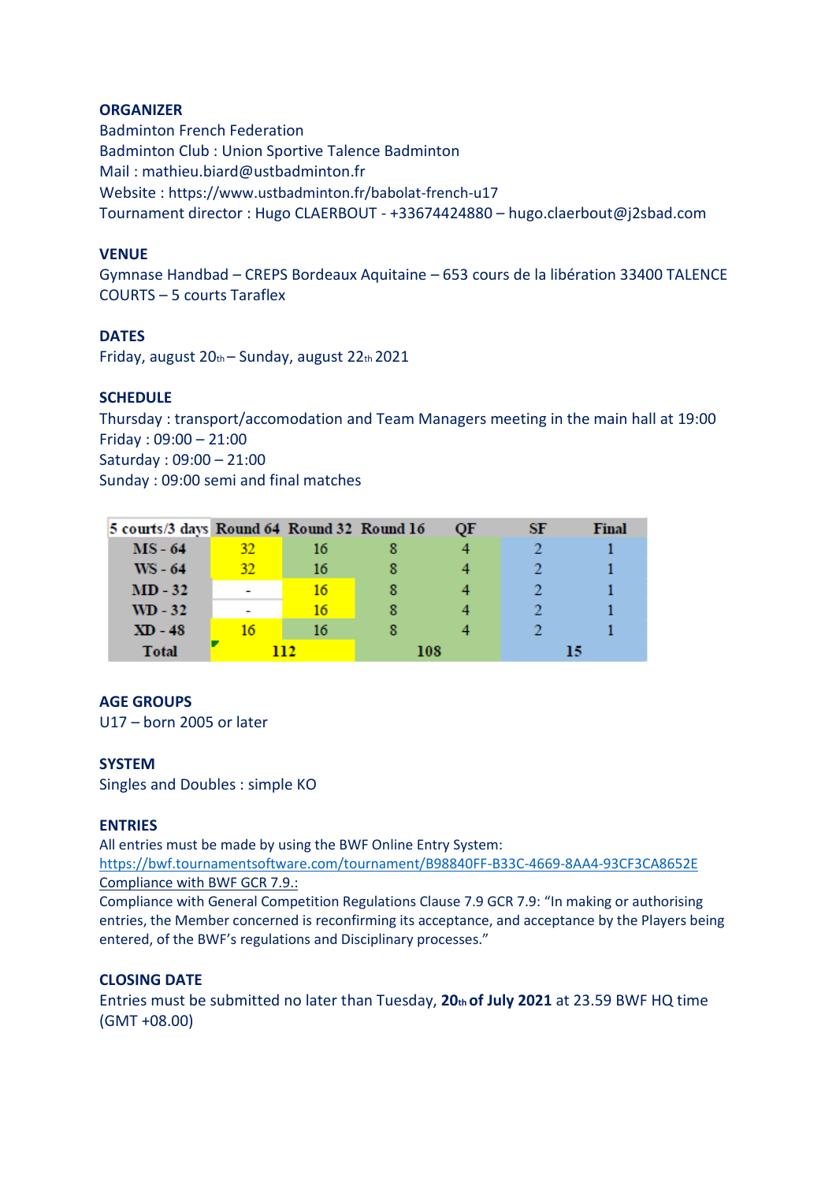**ORGANIZER**
Badminton French Federation
Badminton Club : Union Sportive Talence Badminton
Mail : mathieu.biard@ustbadminton.fr
Website : https://www.ustbadminton.fr/babolat-french-u17
Tournament director : Hugo CLAERBOUT - +33674424880 – hugo.claerbout@j2sbad.com

**VENUE**
Gymnase Handbad – CREPS Bordeaux Aquitaine – 653 cours de la libération 33400 TALENCE
COURTS – 5 courts Taraflex

**DATES**
Friday, august 20th – Sunday, august 22th 2021

**SCHEDULE**
Thursday : transport/accomodation and Team Managers meeting in the main hall at 19:00
Friday : 09:00 – 21:00
Saturday : 09:00 – 21:00
Sunday : 09:00 semi and final matches

| 5 courts/3 days | Round 64 | Round 32 | Round 16 | QF | SF | Final |
|---|---|---|---|---|---|---|
| MS - 64 | 32 | 16 | 8 | 4 | 2 | 1 |
| WS - 64 | 32 | 16 | 8 | 4 | 2 | 1 |
| MD - 32 | - | 16 | 8 | 4 | 2 | 1 |
| WD - 32 | - | 16 | 8 | 4 | 2 | 1 |
| XD - 48 | 16 | 16 | 8 | 4 | 2 | 1 |
| Total | 112 | | 108 | | 15 | |

**AGE GROUPS**
U17 – born 2005 or later

**SYSTEM**
Singles and Doubles : simple KO

**ENTRIES**
All entries must be made by using the BWF Online Entry System:
https://bwf.tournamentsoftware.com/tournament/B98840FF-B33C-4669-8AA4-93CF3CA8652E
Compliance with BWF GCR 7.9.:
Compliance with General Competition Regulations Clause 7.9 GCR 7.9: "In making or authorising entries, the Member concerned is reconfirming its acceptance, and acceptance by the Players being entered, of the BWF's regulations and Disciplinary processes."

**CLOSING DATE**
Entries must be submitted no later than Tuesday, **20th of July 2021** at 23.59 BWF HQ time (GMT +08.00)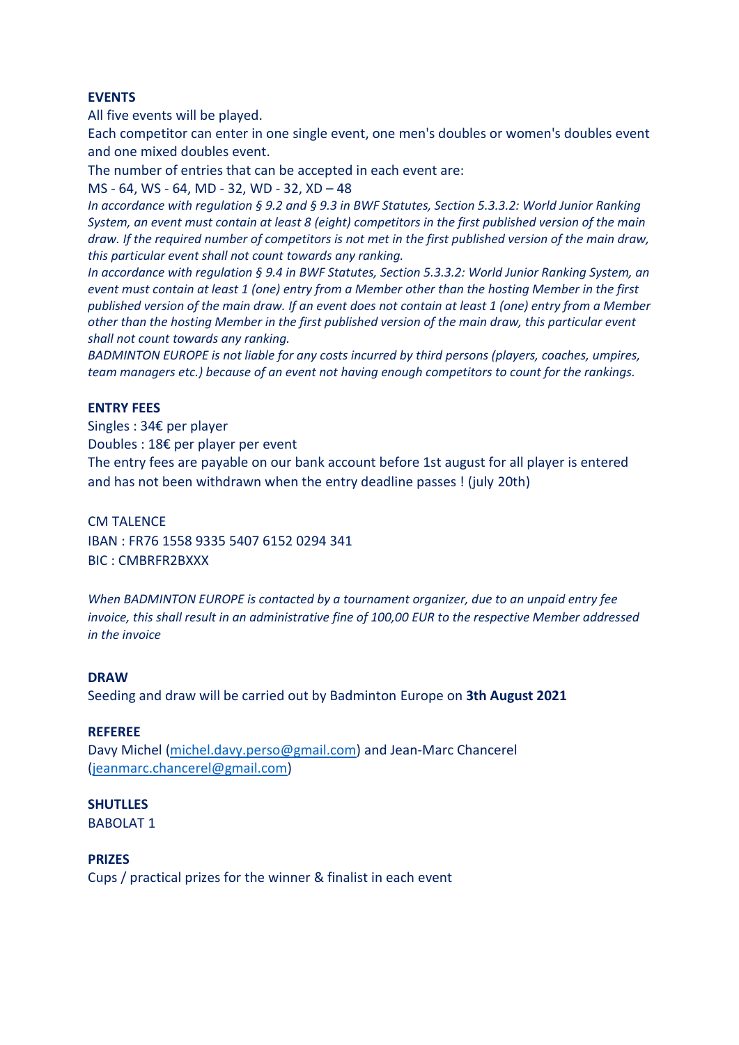**EVENTS**

All five events will be played.

Each competitor can enter in one single event, one men's doubles or women's doubles event and one mixed doubles event.

The number of entries that can be accepted in each event are:

MS - 64, WS - 64, MD - 32, WD - 32, XD – 48

*In accordance with regulation § 9.2 and § 9.3 in BWF Statutes, Section 5.3.3.2: World Junior Ranking System, an event must contain at least 8 (eight) competitors in the first published version of the main draw. If the required number of competitors is not met in the first published version of the main draw, this particular event shall not count towards any ranking.*

*In accordance with regulation § 9.4 in BWF Statutes, Section 5.3.3.2: World Junior Ranking System, an event must contain at least 1 (one) entry from a Member other than the hosting Member in the first published version of the main draw. If an event does not contain at least 1 (one) entry from a Member other than the hosting Member in the first published version of the main draw, this particular event shall not count towards any ranking.*

*BADMINTON EUROPE is not liable for any costs incurred by third persons (players, coaches, umpires, team managers etc.) because of an event not having enough competitors to count for the rankings.*

**ENTRY FEES**

Singles : 34€ per player

Doubles : 18€ per player per event

The entry fees are payable on our bank account before 1st august for all player is entered and has not been withdrawn when the entry deadline passes ! (july 20th)

CM TALENCE

IBAN : FR76 1558 9335 5407 6152 0294 341

BIC : CMBRFR2BXXX

*When BADMINTON EUROPE is contacted by a tournament organizer, due to an unpaid entry fee invoice, this shall result in an administrative fine of 100,00 EUR to the respective Member addressed in the invoice*

**DRAW**

Seeding and draw will be carried out by Badminton Europe on **3th August 2021**

**REFEREE**

Davy Michel (michel.davy.perso@gmail.com) and Jean-Marc Chancerel (jeanmarc.chancerel@gmail.com)

**SHUTLLES**

BABOLAT 1

**PRIZES**

Cups / practical prizes for the winner & finalist in each event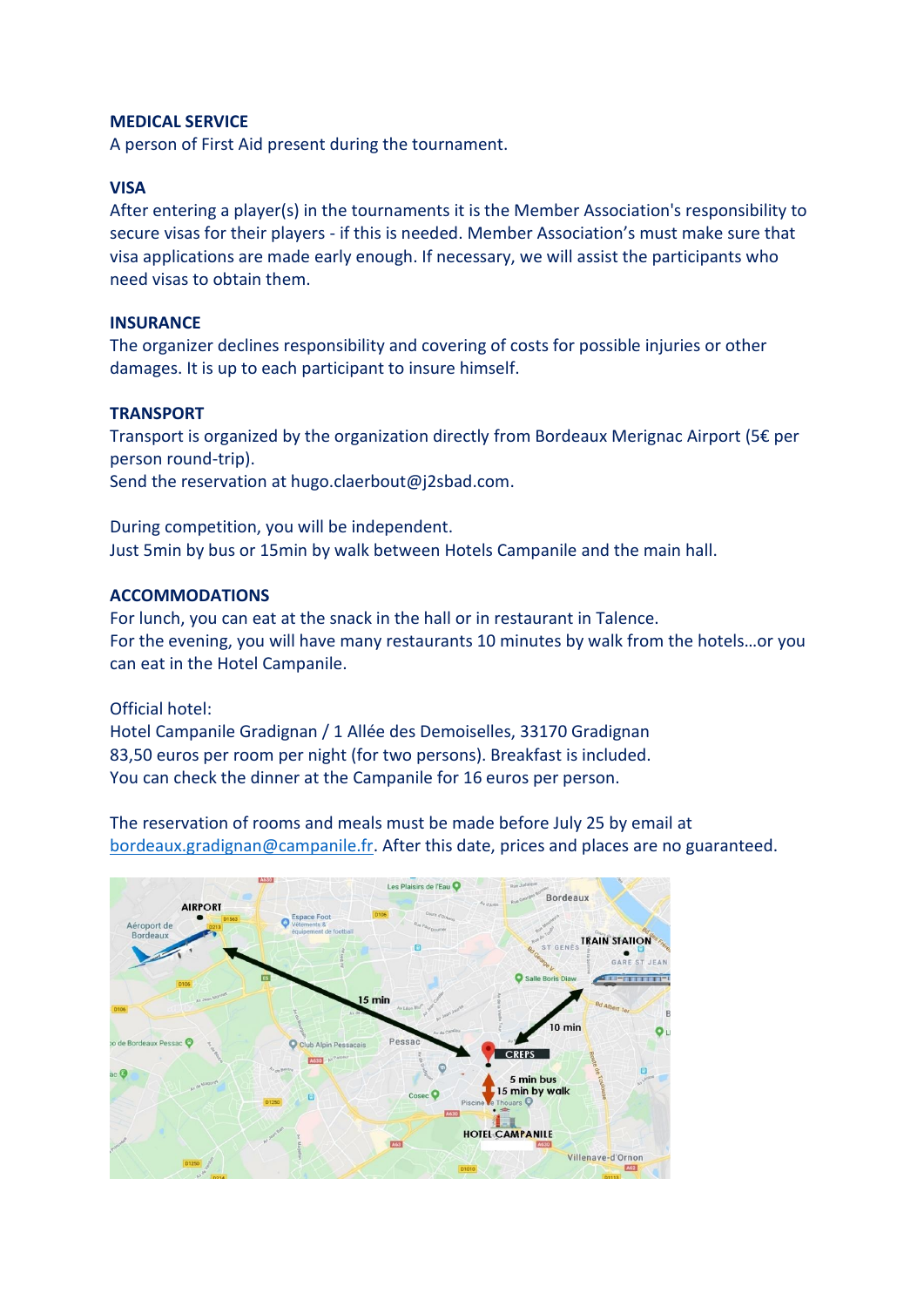**MEDICAL SERVICE**

A person of First Aid present during the tournament.

**VISA**

After entering a player(s) in the tournaments it is the Member Association's responsibility to secure visas for their players - if this is needed. Member Association's must make sure that visa applications are made early enough. If necessary, we will assist the participants who need visas to obtain them.

**INSURANCE**

The organizer declines responsibility and covering of costs for possible injuries or other damages. It is up to each participant to insure himself.

**TRANSPORT**

Transport is organized by the organization directly from Bordeaux Merignac Airport (5€ per person round-trip).
Send the reservation at hugo.claerbout@j2sbad.com.

During competition, you will be independent.
Just 5min by bus or 15min by walk between Hotels Campanile and the main hall.

**ACCOMMODATIONS**

For lunch, you can eat at the snack in the hall or in restaurant in Talence.
For the evening, you will have many restaurants 10 minutes by walk from the hotels…or you can eat in the Hotel Campanile.

Official hotel:
Hotel Campanile Gradignan / 1 Allée des Demoiselles, 33170 Gradignan
83,50 euros per room per night (for two persons). Breakfast is included.
You can check the dinner at the Campanile for 16 euros per person.

The reservation of rooms and meals must be made before July 25 by email at bordeaux.gradignan@campanile.fr. After this date, prices and places are no guaranteed.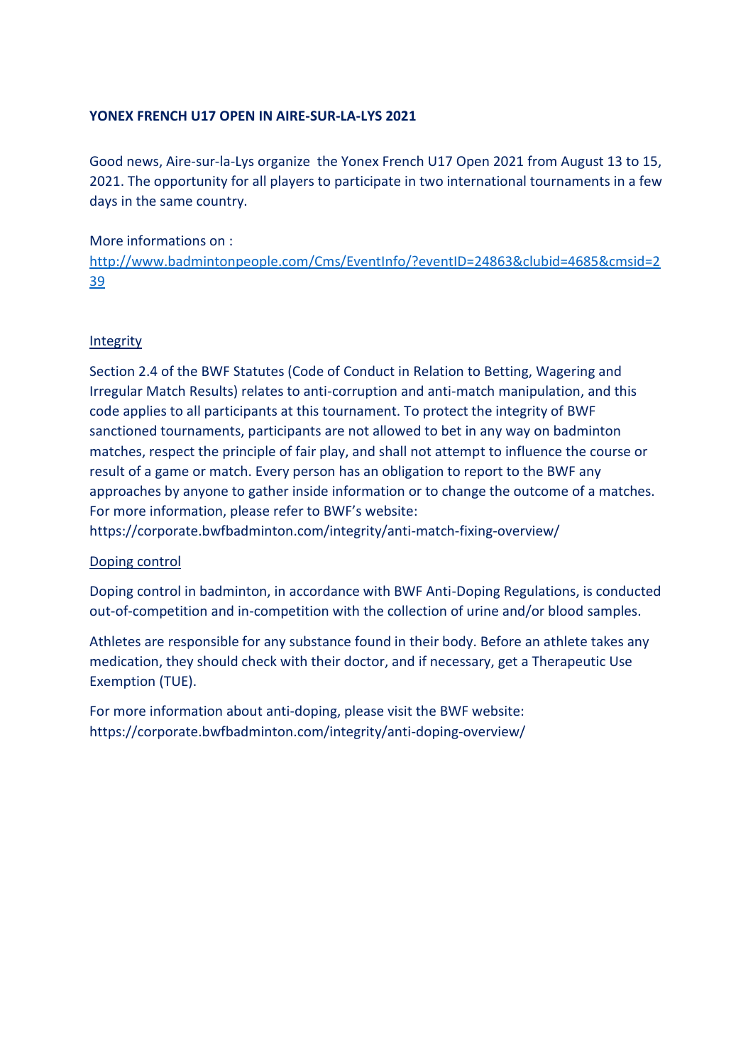**YONEX FRENCH U17 OPEN IN AIRE-SUR-LA-LYS 2021**

Good news, Aire-sur-la-Lys organize the Yonex French U17 Open 2021 from August 13 to 15, 2021. The opportunity for all players to participate in two international tournaments in a few days in the same country.

More informations on :
[http://www.badmintonpeople.com/Cms/EventInfo/?eventID=24863&clubid=4685&cmsid=239](http://www.badmintonpeople.com/Cms/EventInfo/?eventID=24863&clubid=4685&cmsid=239)

## Integrity

Section 2.4 of the BWF Statutes (Code of Conduct in Relation to Betting, Wagering and Irregular Match Results) relates to anti-corruption and anti-match manipulation, and this code applies to all participants at this tournament. To protect the integrity of BWF sanctioned tournaments, participants are not allowed to bet in any way on badminton matches, respect the principle of fair play, and shall not attempt to influence the course or result of a game or match. Every person has an obligation to report to the BWF any approaches by anyone to gather inside information or to change the outcome of a matches. For more information, please refer to BWF's website:
https://corporate.bwfbadminton.com/integrity/anti-match-fixing-overview/

## Doping control

Doping control in badminton, in accordance with BWF Anti-Doping Regulations, is conducted out-of-competition and in-competition with the collection of urine and/or blood samples.

Athletes are responsible for any substance found in their body. Before an athlete takes any medication, they should check with their doctor, and if necessary, get a Therapeutic Use Exemption (TUE).

For more information about anti-doping, please visit the BWF website:
https://corporate.bwfbadminton.com/integrity/anti-doping-overview/